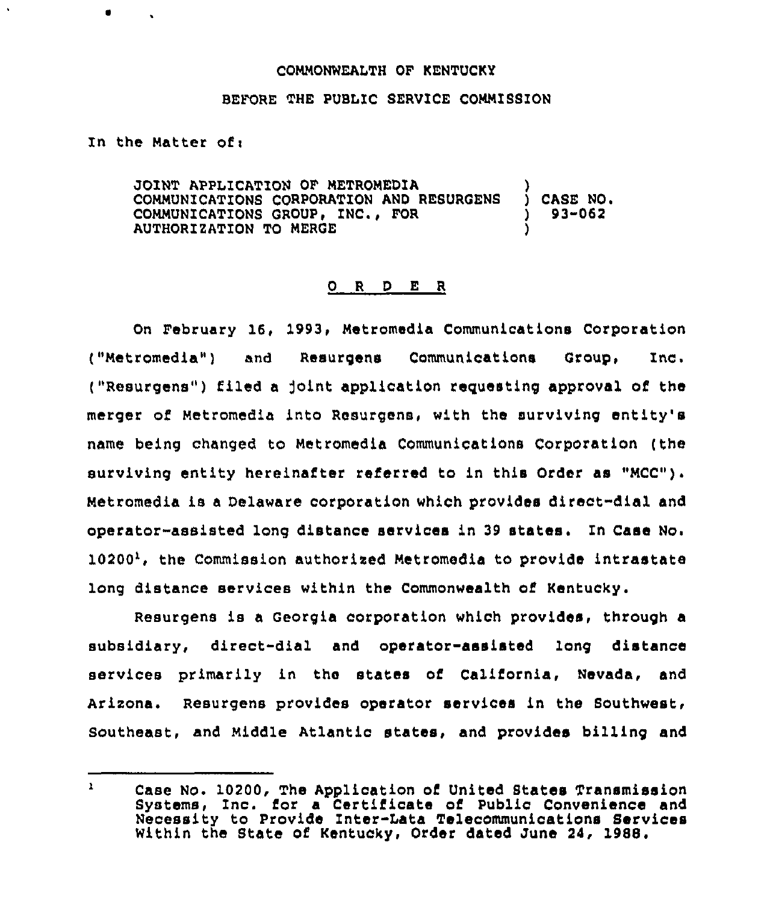COMMONWEALTH OF KENTUCKY

BEFORE THE PUBLIC SERVICE COMMISSION

In the Matter of:

JOINT APPLICATION OF METROMEDIA COMMUNICATIONS CORPORATION AND RESURGENS COMMUNICATIONS GROUP, INC., FOR AUTHORIZATION TO MERGE ) CASE NO. 93-062

## O R D E R

On February 16, 1993, Metromedia Communications Corporation ("Metromedia") and Resurgens Communications Group, Inc. ("Resurgens") filed a joint application requesting approval of the merger of Metromedia into Resurgens, with the surviving entity's name being changed to Metromedia Communications Corporation (the surviving entity hereinafter referred to in this Order as "MCC"). Metromedia is a Delaware corporation which provides direct-dial and operator-assisted long distance services in 39 states. In Case No. 10200[1], the Commission authorized Metromedia to provide intrastate long distance services within the Commonwealth of Kentucky.

Resurgens is a Georgia corporation which provides, through a subsidiary, direct-dial and operator-assisted long distance services primarily in the states of California, Nevada, and Arizona. Resurgens provides operator services in the Southwest, Southeast, and Middle Atlantic states, and provides billing and

---

[1] Case No. 10200, The Application of United States Transmission Systems, Inc. for a Certificate of Public Convenience and Necessity to Provide Inter-Lata Telecommunications Services Within the State of Kentucky, Order dated June 24, 1988.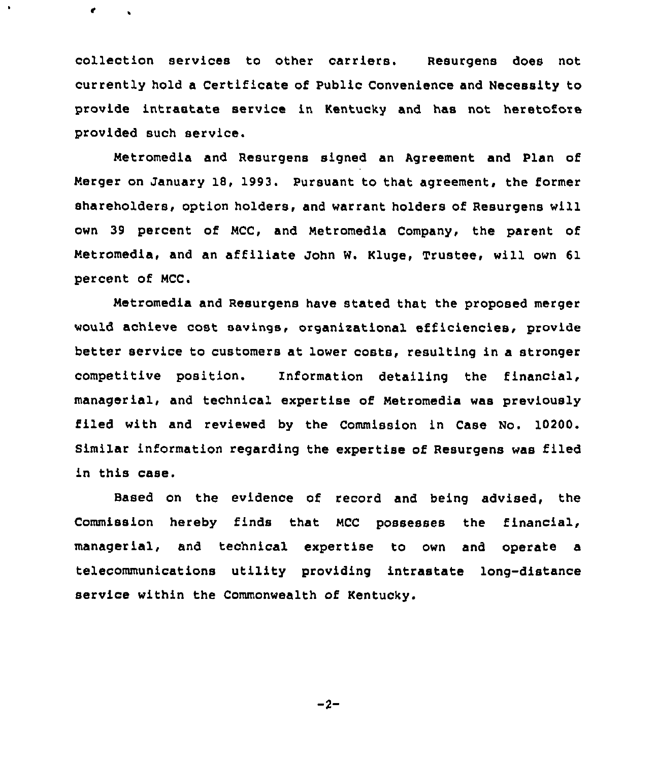collection services to other carriers. Resurgens does not currently hold a Certificate of Public Convenience and Necessity to provide intrastate service in Kentucky and has not heretofore provided such service.

Metromedia and Resurgens signed an Agreement and Plan of Merger on January 18, 1993. Pursuant to that agreement, the former shareholders, option holders, and warrant holders of Resurgens will own 39 percent of MCC, and Metromedia Company, the parent of Metromedia, and an affiliate John W. Kluge, Trustee, will own 61 percent of MCC.

Metromedia and Resurgens have stated that the proposed merger would achieve cost savings, organizational efficiencies, provide better service to customers at lower costs, resulting in a stronger competitive position. Information detailing the financial, managerial, and technical expertise of Metromedia was previously filed with and reviewed by the Commission in Case No. 10200. Similar information regarding the expertise of Resurgens was filed in this case.

Based on the evidence of record and being advised, the Commission hereby finds that MCC possesses the financial, managerial, and technical expertise to own and operate a telecommunications utility providing intrastate long-distance service within the Commonwealth of Kentucky.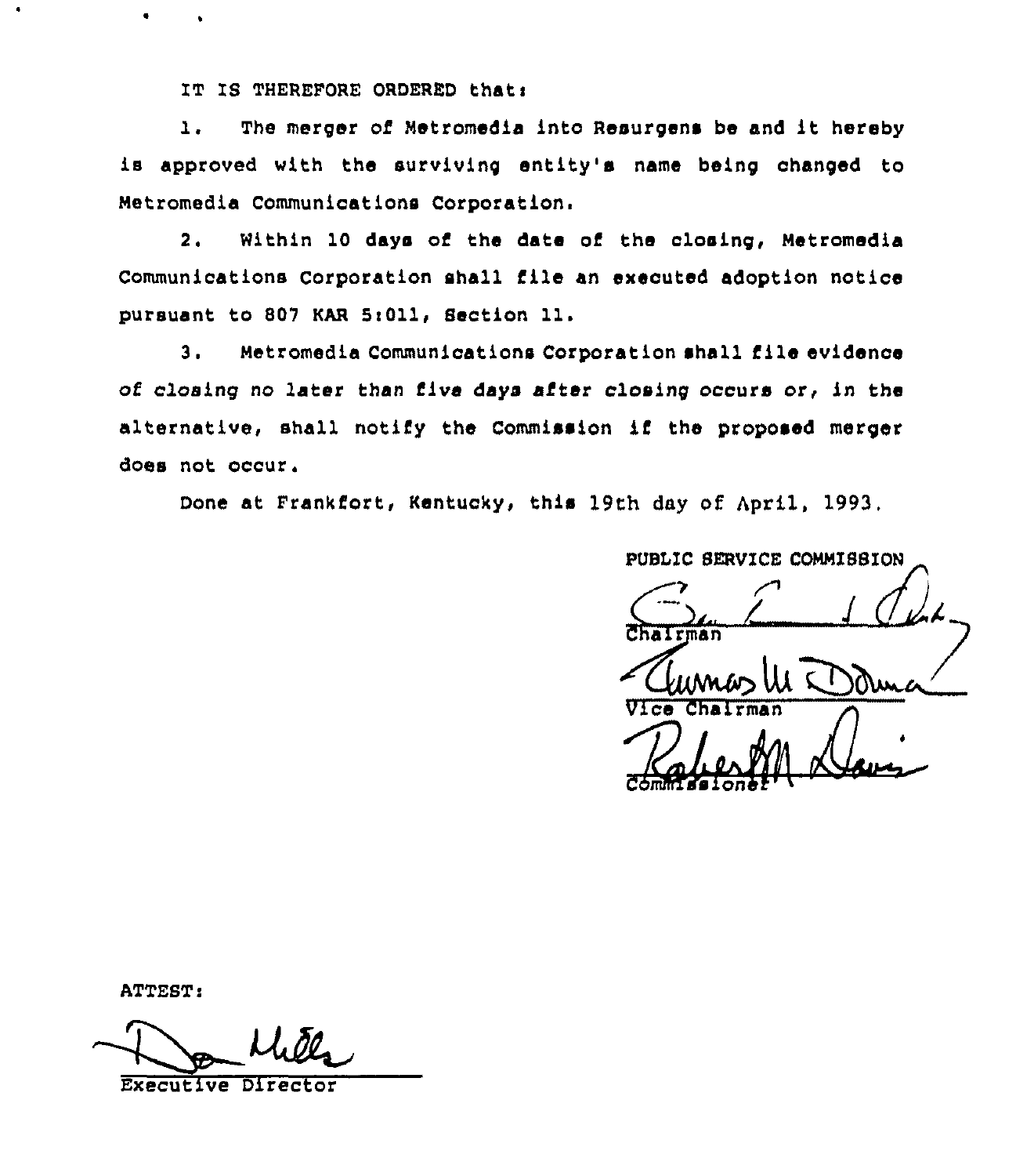IT IS THEREFORE ORDERED that:

1. The merger of Metromedia into Resurgens be and it hereby is approved with the surviving entity's name being changed to Metromedia Communications Corporation.

2. Within 10 days of the date of the closing, Metromedia Communications Corporation shall file an executed adoption notice pursuant to 807 KAR 5:011, Section 11.

3. Metromedia Communications Corporation shall file evidence of closing no later than five days after closing occurs or, in the alternative, shall notify the Commission if the proposed merger does not occur.

Done at Frankfort, Kentucky, this 19th day of April, 1993.

PUBLIC SERVICE COMMISSION

Chairman

Vice Chairman

Commissioner

ATTEST:

Executive Director